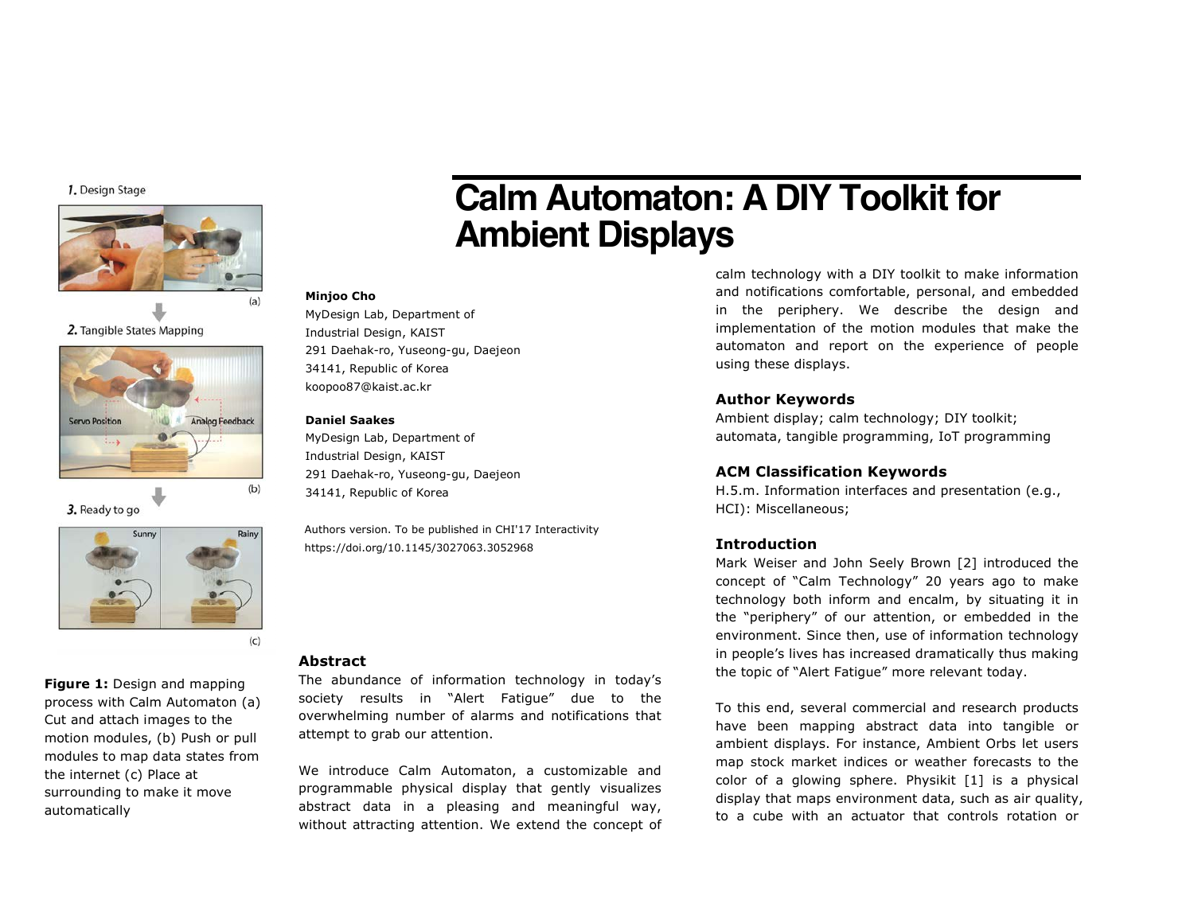# Calm Automaton: A DIY Toolkit for Ambient Displays

**Minjoo Cho**
MyDesign Lab, Department of
Industrial Design, KAIST
291 Daehak-ro, Yuseong-gu, Daejeon
34141, Republic of Korea
koopoo87@kaist.ac.kr

**Daniel Saakes**
MyDesign Lab, Department of
Industrial Design, KAIST
291 Daehak-ro, Yuseong-gu, Daejeon
34141, Republic of Korea

Authors version. To be published in CHI'17 Interactivity
https://doi.org/10.1145/3027063.3052968

**Figure 1:** Design and mapping process with Calm Automaton (a) Cut and attach images to the motion modules, (b) Push or pull modules to map data states from the internet (c) Place at surrounding to make it move automatically

## Abstract

The abundance of information technology in today's society results in "Alert Fatigue" due to the overwhelming number of alarms and notifications that attempt to grab our attention.

We introduce Calm Automaton, a customizable and programmable physical display that gently visualizes abstract data in a pleasing and meaningful way, without attracting attention. We extend the concept of calm technology with a DIY toolkit to make information and notifications comfortable, personal, and embedded in the periphery. We describe the design and implementation of the motion modules that make the automaton and report on the experience of people using these displays.

## Author Keywords

Ambient display; calm technology; DIY toolkit; automata, tangible programming, IoT programming

## ACM Classification Keywords

H.5.m. Information interfaces and presentation (e.g., HCI): Miscellaneous;

## Introduction

Mark Weiser and John Seely Brown [2] introduced the concept of "Calm Technology" 20 years ago to make technology both inform and encalm, by situating it in the "periphery" of our attention, or embedded in the environment. Since then, use of information technology in people's lives has increased dramatically thus making the topic of "Alert Fatigue" more relevant today.

To this end, several commercial and research products have been mapping abstract data into tangible or ambient displays. For instance, Ambient Orbs let users map stock market indices or weather forecasts to the color of a glowing sphere. Physikit [1] is a physical display that maps environment data, such as air quality, to a cube with an actuator that controls rotation or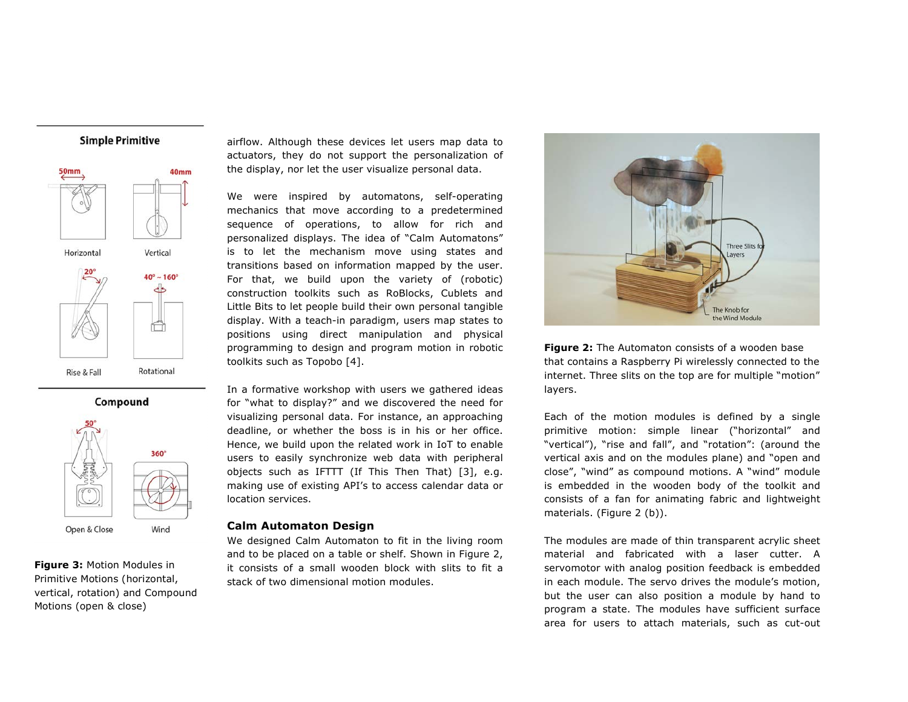airflow. Although these devices let users map data to actuators, they do not support the personalization of the display, nor let the user visualize personal data.

We were inspired by automatons, self-operating mechanics that move according to a predetermined sequence of operations, to allow for rich and personalized displays. The idea of "Calm Automatons" is to let the mechanism move using states and transitions based on information mapped by the user. For that, we build upon the variety of (robotic) construction toolkits such as RoBlocks, Cublets and Little Bits to let people build their own personal tangible display. With a teach-in paradigm, users map states to positions using direct manipulation and physical programming to design and program motion in robotic toolkits such as Topobo [4].

In a formative workshop with users we gathered ideas for "what to display?" and we discovered the need for visualizing personal data. For instance, an approaching deadline, or whether the boss is in his or her office. Hence, we build upon the related work in IoT to enable users to easily synchronize web data with peripheral objects such as IFTTT (If This Then That) [3], e.g. making use of existing API's to access calendar data or location services.

## Calm Automaton Design

We designed Calm Automaton to fit in the living room and to be placed on a table or shelf. Shown in Figure 2, it consists of a small wooden block with slits to fit a stack of two dimensional motion modules.

**Figure 3:** Motion Modules in Primitive Motions (horizontal, vertical, rotation) and Compound Motions (open & close)

**Figure 2:** The Automaton consists of a wooden base that contains a Raspberry Pi wirelessly connected to the internet. Three slits on the top are for multiple "motion" layers.

Each of the motion modules is defined by a single primitive motion: simple linear ("horizontal" and "vertical"), "rise and fall", and "rotation": (around the vertical axis and on the modules plane) and "open and close", "wind" as compound motions. A "wind" module is embedded in the wooden body of the toolkit and consists of a fan for animating fabric and lightweight materials. (Figure 2 (b)).

The modules are made of thin transparent acrylic sheet material and fabricated with a laser cutter. A servomotor with analog position feedback is embedded in each module. The servo drives the module's motion, but the user can also position a module by hand to program a state. The modules have sufficient surface area for users to attach materials, such as cut-out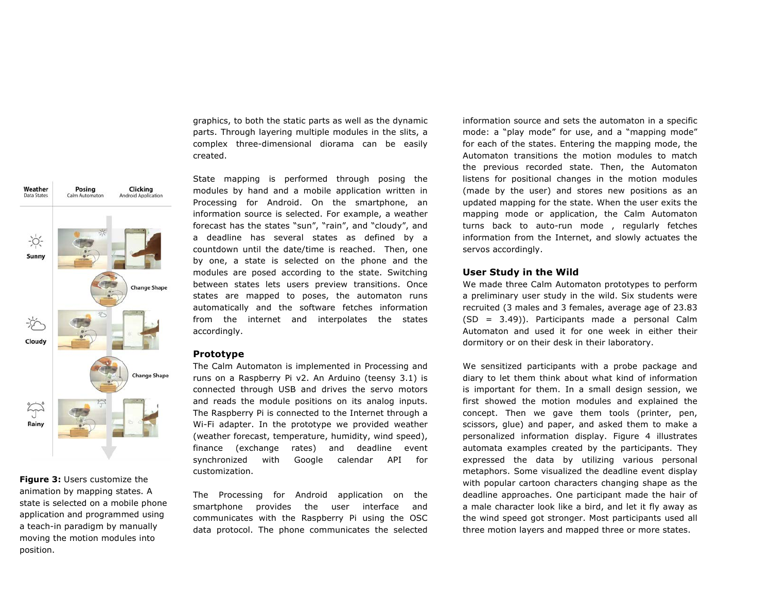graphics, to both the static parts as well as the dynamic parts. Through layering multiple modules in the slits, a complex three-dimensional diorama can be easily created.

State mapping is performed through posing the modules by hand and a mobile application written in Processing for Android. On the smartphone, an information source is selected. For example, a weather forecast has the states "sun", "rain", and "cloudy", and a deadline has several states as defined by a countdown until the date/time is reached. Then, one by one, a state is selected on the phone and the modules are posed according to the state. Switching between states lets users preview transitions. Once states are mapped to poses, the automaton runs automatically and the software fetches information from the internet and interpolates the states accordingly.

**Figure 3:** Users customize the animation by mapping states. A state is selected on a mobile phone application and programmed using a teach-in paradigm by manually moving the motion modules into position.

## Prototype

The Calm Automaton is implemented in Processing and runs on a Raspberry Pi v2. An Arduino (teensy 3.1) is connected through USB and drives the servo motors and reads the module positions on its analog inputs. The Raspberry Pi is connected to the Internet through a Wi-Fi adapter. In the prototype we provided weather (weather forecast, temperature, humidity, wind speed), finance (exchange rates) and deadline event synchronized with Google calendar API for customization.

The Processing for Android application on the smartphone provides the user interface and communicates with the Raspberry Pi using the OSC data protocol. The phone communicates the selected information source and sets the automaton in a specific mode: a "play mode" for use, and a "mapping mode" for each of the states. Entering the mapping mode, the Automaton transitions the motion modules to match the previous recorded state. Then, the Automaton listens for positional changes in the motion modules (made by the user) and stores new positions as an updated mapping for the state. When the user exits the mapping mode or application, the Calm Automaton turns back to auto-run mode , regularly fetches information from the Internet, and slowly actuates the servos accordingly.

## User Study in the Wild

We made three Calm Automaton prototypes to perform a preliminary user study in the wild. Six students were recruited (3 males and 3 females, average age of 23.83 (SD = 3.49)). Participants made a personal Calm Automaton and used it for one week in either their dormitory or on their desk in their laboratory.

We sensitized participants with a probe package and diary to let them think about what kind of information is important for them. In a small design session, we first showed the motion modules and explained the concept. Then we gave them tools (printer, pen, scissors, glue) and paper, and asked them to make a personalized information display. Figure 4 illustrates automata examples created by the participants. They expressed the data by utilizing various personal metaphors. Some visualized the deadline event display with popular cartoon characters changing shape as the deadline approaches. One participant made the hair of a male character look like a bird, and let it fly away as the wind speed got stronger. Most participants used all three motion layers and mapped three or more states.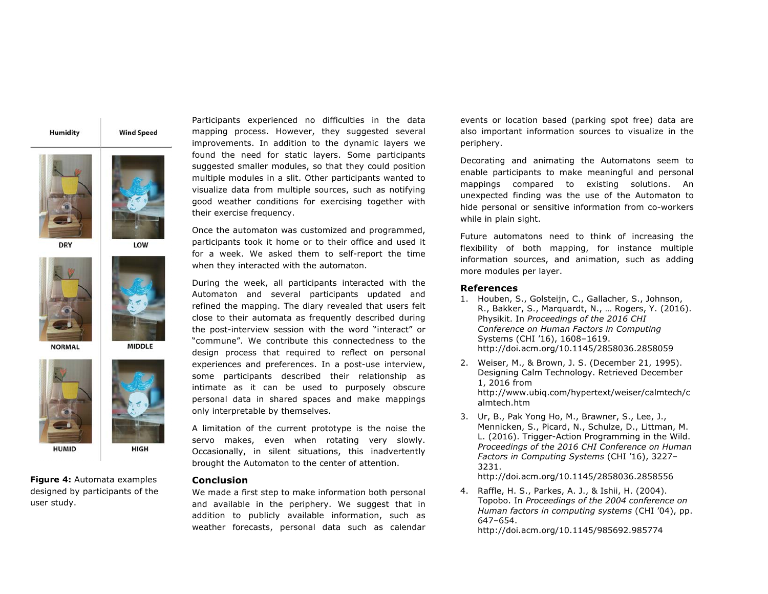Humidity

Wind Speed

DRY

LOW

NORMAL

MIDDLE

HUMID

HIGH

**Figure 4:** Automata examples designed by participants of the user study.

Participants experienced no difficulties in the data mapping process. However, they suggested several improvements. In addition to the dynamic layers we found the need for static layers. Some participants suggested smaller modules, so that they could position multiple modules in a slit. Other participants wanted to visualize data from multiple sources, such as notifying good weather conditions for exercising together with their exercise frequency.

Once the automaton was customized and programmed, participants took it home or to their office and used it for a week. We asked them to self-report the time when they interacted with the automaton.

During the week, all participants interacted with the Automaton and several participants updated and refined the mapping. The diary revealed that users felt close to their automata as frequently described during the post-interview session with the word "interact" or "commune". We contribute this connectedness to the design process that required to reflect on personal experiences and preferences. In a post-use interview, some participants described their relationship as intimate as it can be used to purposely obscure personal data in shared spaces and make mappings only interpretable by themselves.

A limitation of the current prototype is the noise the servo makes, even when rotating very slowly. Occasionally, in silent situations, this inadvertently brought the Automaton to the center of attention.

## Conclusion

We made a first step to make information both personal and available in the periphery. We suggest that in addition to publicly available information, such as weather forecasts, personal data such as calendar events or location based (parking spot free) data are also important information sources to visualize in the periphery.

Decorating and animating the Automatons seem to enable participants to make meaningful and personal mappings compared to existing solutions. An unexpected finding was the use of the Automaton to hide personal or sensitive information from co-workers while in plain sight.

Future automatons need to think of increasing the flexibility of both mapping, for instance multiple information sources, and animation, such as adding more modules per layer.

## References

1. Houben, S., Golsteijn, C., Gallacher, S., Johnson, R., Bakker, S., Marquardt, N., … Rogers, Y. (2016). Physikit. In *Proceedings of the 2016 CHI Conference on Human Factors in Computing* Systems (CHI '16), 1608–1619. http://doi.acm.org/10.1145/2858036.2858059
2. Weiser, M., & Brown, J. S. (December 21, 1995). Designing Calm Technology. Retrieved December 1, 2016 from http://www.ubiq.com/hypertext/weiser/calmtech/calmtech.htm
3. Ur, B., Pak Yong Ho, M., Brawner, S., Lee, J., Mennicken, S., Picard, N., Schulze, D., Littman, M. L. (2016). Trigger-Action Programming in the Wild. *Proceedings of the 2016 CHI Conference on Human Factors in Computing Systems* (CHI '16), 3227–3231. http://doi.acm.org/10.1145/2858036.2858556
4. Raffle, H. S., Parkes, A. J., & Ishii, H. (2004). Topobo. In *Proceedings of the 2004 conference on Human factors in computing systems* (CHI '04), pp. 647–654. http://doi.acm.org/10.1145/985692.985774